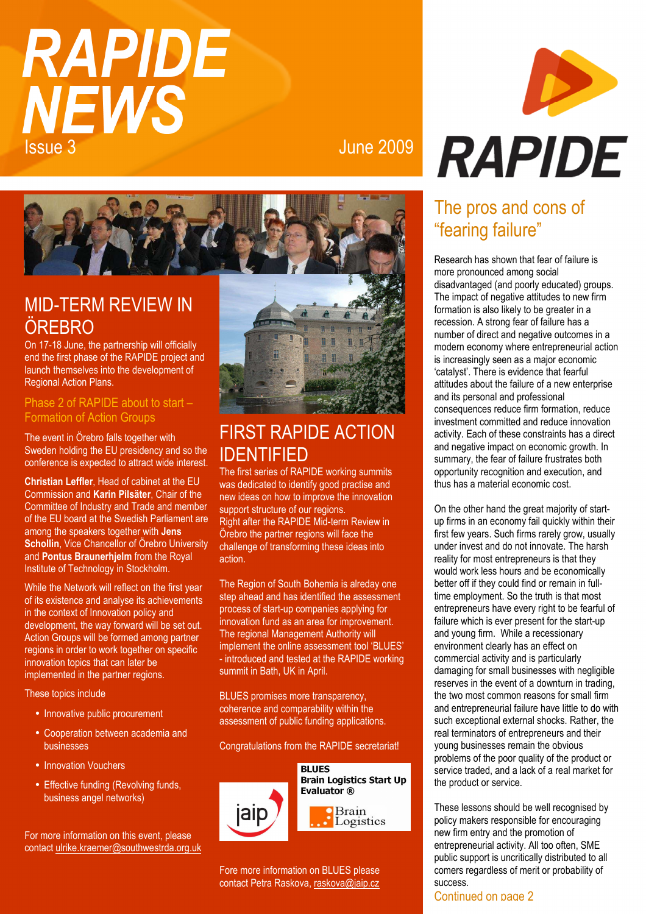# RAPIDE NEWS

Issue 3

June 2009

RAPIDE

## MID-TERM REVIEW IN ÖREBRO

On 17-18 June, the partnership will officially end the first phase of the RAPIDE project and launch themselves into the development of Regional Action Plans.

### Phase 2 of RAPIDE about to start – Formation of Action Groups

The event in Örebro falls together with Sweden holding the EU presidency and so the conference is expected to attract wide interest.

**Christian Leffler**, Head of cabinet at the EU Commission and **Karin Pilsäter**, Chair of the Committee of Industry and Trade and member of the EU board at the Swedish Parliament are among the speakers together with **Jens Schollin**, Vice Chancellor of Örebro University and **Pontus Braunerhjelm** from the Royal Institute of Technology in Stockholm.

While the Network will reflect on the first year of its existence and analyse its achievements in the context of Innovation policy and development, the way forward will be set out. Action Groups will be formed among partner regions in order to work together on specific innovation topics that can later be implemented in the partner regions.

These topics include

- Innovative public procurement
- Cooperation between academia and businesses
- Innovation Vouchers
- Effective funding (Revolving funds, business angel networks)

For more information on this event, please contact ulrike.kraemer@southwestrda.org.uk

## FIRST RAPIDE ACTION IDENTIFIED

The first series of RAPIDE working summits was dedicated to identify good practise and new ideas on how to improve the innovation support structure of our regions.
Right after the RAPIDE Mid-term Review in Örebro the partner regions will face the challenge of transforming these ideas into action.

The Region of South Bohemia is alreday one step ahead and has identified the assessment process of start-up companies applying for innovation fund as an area for improvement. The regional Management Authority will implement the online assessment tool 'BLUES' - introduced and tested at the RAPIDE working summit in Bath, UK in April.

BLUES promises more transparency, coherence and comparability within the assessment of public funding applications.

Congratulations from the RAPIDE secretariat!

jaip

**BLUES**
**Brain Logistics Start Up Evaluator ®**

Brain Logistics

Fore more information on BLUES please contact Petra Raskova, raskova@jaip.cz

## The pros and cons of "fearing failure"

Research has shown that fear of failure is more pronounced among social disadvantaged (and poorly educated) groups. The impact of negative attitudes to new firm formation is also likely to be greater in a recession. A strong fear of failure has a number of direct and negative outcomes in a modern economy where entrepreneurial action is increasingly seen as a major economic 'catalyst'. There is evidence that fearful attitudes about the failure of a new enterprise and its personal and professional consequences reduce firm formation, reduce investment committed and reduce innovation activity. Each of these constraints has a direct and negative impact on economic growth. In summary, the fear of failure frustrates both opportunity recognition and execution, and thus has a material economic cost.

On the other hand the great majority of start-up firms in an economy fail quickly within their first few years. Such firms rarely grow, usually under invest and do not innovate. The harsh reality for most entrepreneurs is that they would work less hours and be economically better off if they could find or remain in full-time employment. So the truth is that most entrepreneurs have every right to be fearful of failure which is ever present for the start-up and young firm. While a recessionary environment clearly has an effect on commercial activity and is particularly damaging for small businesses with negligible reserves in the event of a downturn in trading, the two most common reasons for small firm and entrepreneurial failure have little to do with such exceptional external shocks. Rather, the real terminators of entrepreneurs and their young businesses remain the obvious problems of the poor quality of the product or service traded, and a lack of a real market for the product or service.

These lessons should be well recognised by policy makers responsible for encouraging new firm entry and the promotion of entrepreneurial activity. All too often, SME public support is uncritically distributed to all comers regardless of merit or probability of success.

Continued on page 2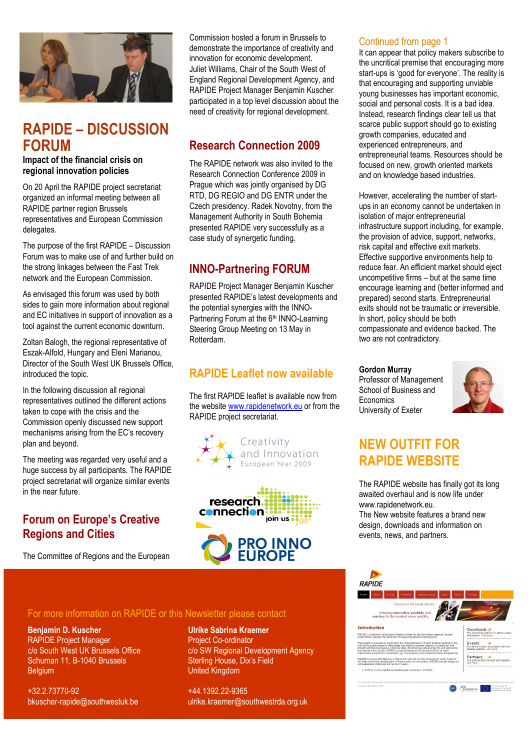# RAPIDE – DISCUSSION FORUM

**Impact of the financial crisis on regional innovation policies**

On 20 April the RAPIDE project secretariat organized an informal meeting between all RAPIDE partner region Brussels representatives and European Commission delegates.

The purpose of the first RAPIDE – Discussion Forum was to make use of and further build on the strong linkages between the Fast Trek network and the European Commission.

As envisaged this forum was used by both sides to gain more information about regional and EC initiatives in support of innovation as a tool against the current economic downturn.

Zoltan Balogh, the regional representative of Eszak-Alfold, Hungary and Eleni Marianou, Director of the South West UK Brussels Office, introduced the topic.

In the following discussion all regional representatives outlined the different actions taken to cope with the crisis and the Commission openly discussed new support mechanisms arising from the EC's recovery plan and beyond.

The meeting was regarded very useful and a huge success by all participants. The RAPIDE project secretariat will organize similar events in the near future.

## Forum on Europe's Creative Regions and Cities

The Committee of Regions and the European Commission hosted a forum in Brussels to demonstrate the importance of creativity and innovation for economic development. Juliet Williams, Chair of the South West of England Regional Development Agency, and RAPIDE Project Manager Benjamin Kuscher participated in a top level discussion about the need of creativity for regional development.

## Research Connection 2009

The RAPIDE network was also invited to the Research Connection Conference 2009 in Prague which was jointly organised by DG RTD, DG REGIO and DG ENTR under the Czech presidency. Radek Novotny, from the Management Authority in South Bohemia presented RAPIDE very successfully as a case study of synergetic funding.

## INNO-Partnering FORUM

RAPIDE Project Manager Benjamin Kuscher presented RAPIDE's latest developments and the potential synergies with the INNO-Partnering Forum at the 6th INNO-Learning Steering Group Meeting on 13 May in Rotterdam.

## RAPIDE Leaflet now available

The first RAPIDE leaflet is available now from the website www.rapidenetwork.eu or from the RAPIDE project secretariat.

Creativity and Innovation European Year 2009

research connection join us 09

PRO INNO EUROPE

## Continued from page 1

It can appear that policy makers subscribe to the uncritical premise that encouraging more start-ups is 'good for everyone'. The reality is that encouraging and supporting unviable young businesses has important economic, social and personal costs. It is a bad idea. Instead, research findings clear tell us that scarce public support should go to existing growth companies, educated and experienced entrepreneurs, and entrepreneurial teams. Resources should be focused on new, growth oriented markets and on knowledge based industries.

However, accelerating the number of start-ups in an economy cannot be undertaken in isolation of major entrepreneurial infrastructure support including, for example, the provision of advice, support, networks, risk capital and effective exit markets. Effective supportive environments help to reduce fear. An efficient market should eject uncompetitive firms – but at the same time encourage learning and (better informed and prepared) second starts. Entrepreneurial exits should not be traumatic or irreversible. In short, policy should be both compassionate and evidence backed. The two are not contradictory.

**Gordon Murray**
Professor of Management
School of Business and Economics
University of Exeter

# NEW OUTFIT FOR RAPIDE WEBSITE

The RAPIDE website has finally got its long awaited overhaul and is now live under www.rapidenetwork.eu.
The New website features a brand new design, downloads and information on events, news, and partners.

For more information on RAPIDE or this Newsletter please contact

**Benjamin D. Kuscher**
RAPIDE Project Manager
c/o South West UK Brussels Office
Schuman 11, B-1040 Brussels
Belgium

+32.2.73770-92
bkuscher-rapide@southwestuk.be

**Ulrike Sabrina Kraemer**
Project Co-ordinator
c/o SW Regional Development Agency
Sterling House, Dix's Field
United Kingdom

+44.1392.22-9365
ulrike.kraemer@southwestrda.org.uk